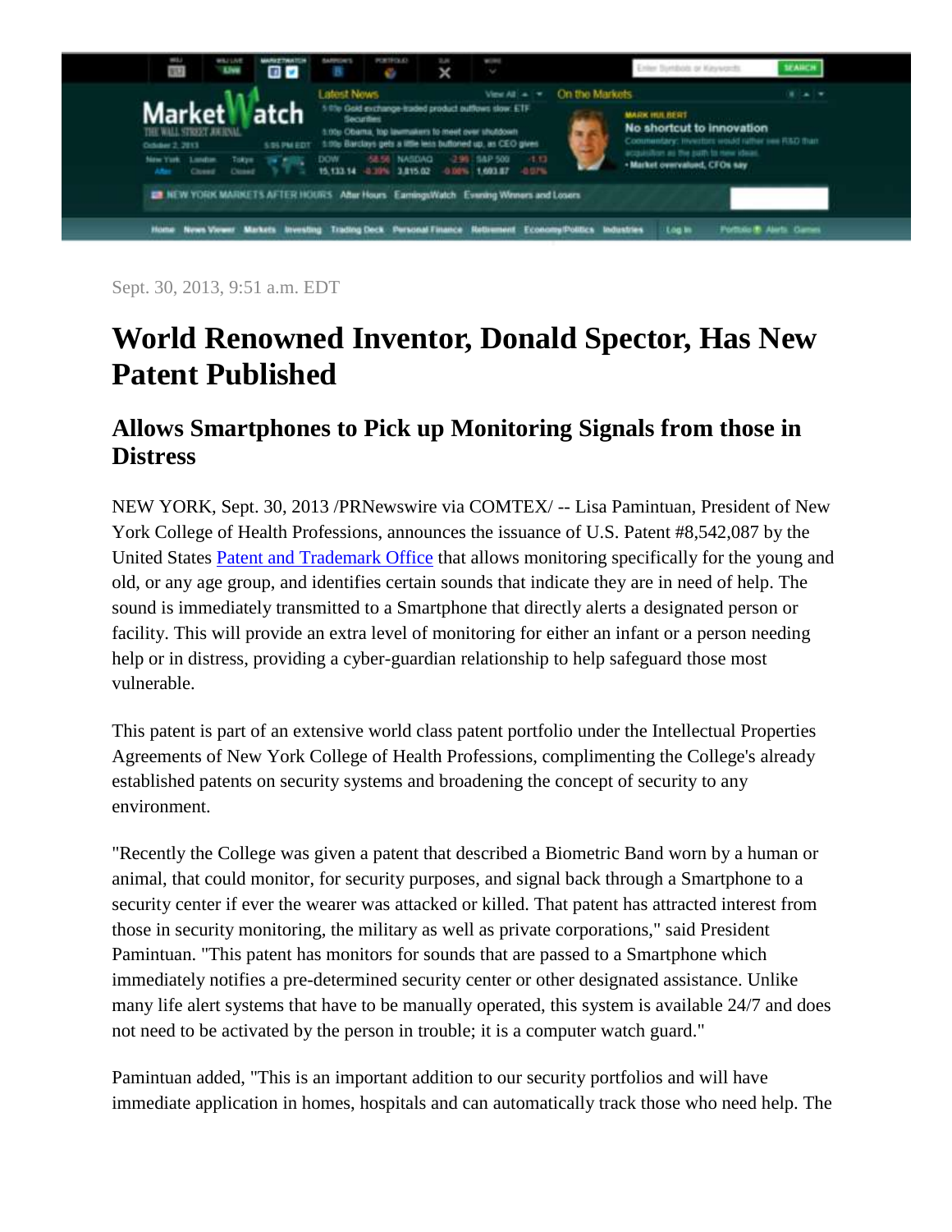Sept. 30, 2013, 9:51 a.m. EDT

# World Renowned Inventor, Donald Spector, Has New Patent Published

## Allows Smartphones to Pick up Monitoring Signals from those in Distress

NEW YORK, Sept. 30, 2013 /PRNewswire via COMTEX/ -- Lisa Pamintuan, President of New York College of Health Professions, announces the issuance of U.S. Patent #8,542,087 by the United States Patent and Trademark Office that allows monitoring specifically for the young and old, or any age group, and identifies certain sounds that indicate they are in need of help. The sound is immediately transmitted to a Smartphone that directly alerts a designated person or facility. This will provide an extra level of monitoring for either an infant or a person needing help or in distress, providing a cyber-guardian relationship to help safeguard those most vulnerable.

This patent is part of an extensive world class patent portfolio under the Intellectual Properties Agreements of New York College of Health Professions, complimenting the College's already established patents on security systems and broadening the concept of security to any environment.

"Recently the College was given a patent that described a Biometric Band worn by a human or animal, that could monitor, for security purposes, and signal back through a Smartphone to a security center if ever the wearer was attacked or killed. That patent has attracted interest from those in security monitoring, the military as well as private corporations," said President Pamintuan. "This patent has monitors for sounds that are passed to a Smartphone which immediately notifies a pre-determined security center or other designated assistance. Unlike many life alert systems that have to be manually operated, this system is available 24/7 and does not need to be activated by the person in trouble; it is a computer watch guard."

Pamintuan added, "This is an important addition to our security portfolios and will have immediate application in homes, hospitals and can automatically track those who need help. The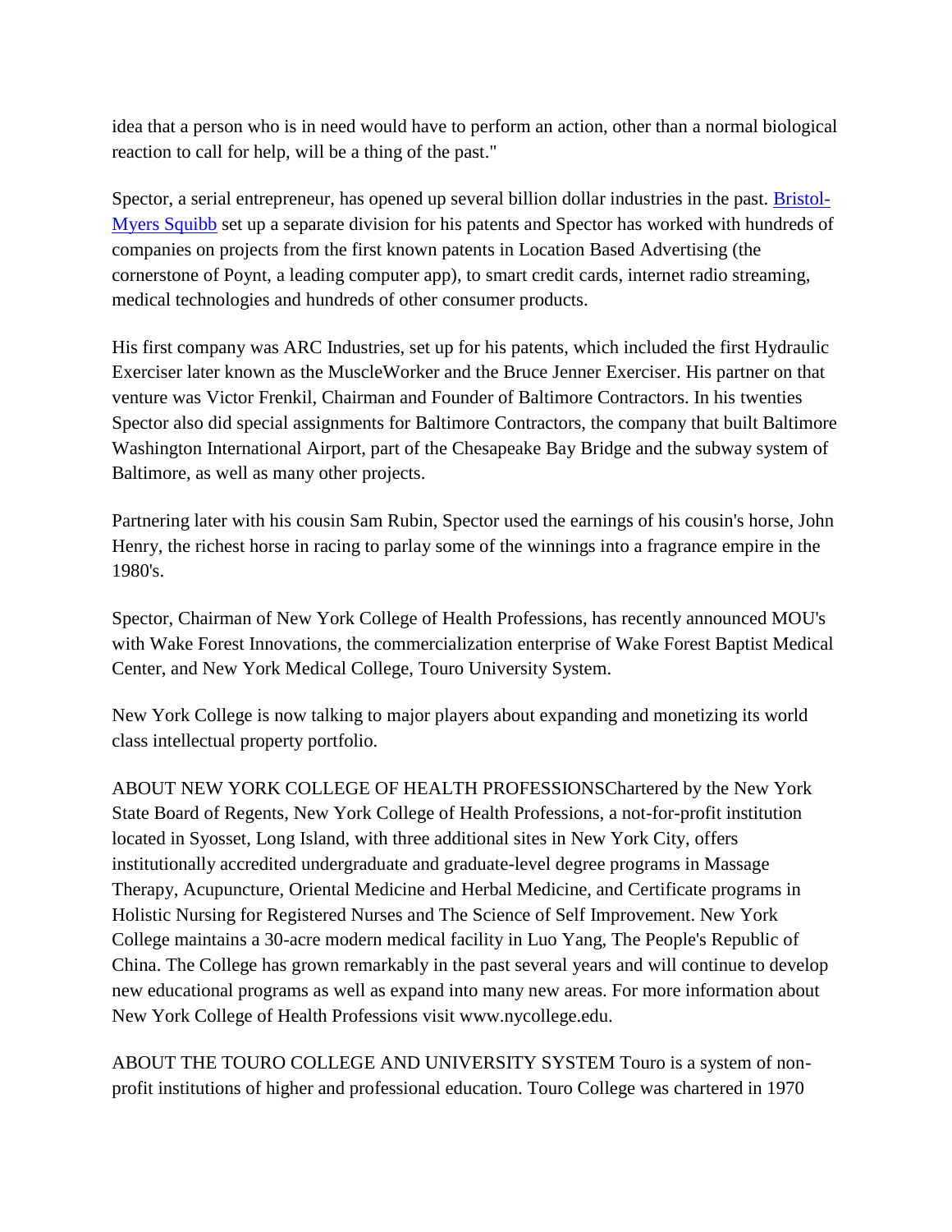idea that a person who is in need would have to perform an action, other than a normal biological reaction to call for help, will be a thing of the past."

Spector, a serial entrepreneur, has opened up several billion dollar industries in the past. [Bristol-Myers Squibb] set up a separate division for his patents and Spector has worked with hundreds of companies on projects from the first known patents in Location Based Advertising (the cornerstone of Poynt, a leading computer app), to smart credit cards, internet radio streaming, medical technologies and hundreds of other consumer products.

His first company was ARC Industries, set up for his patents, which included the first Hydraulic Exerciser later known as the MuscleWorker and the Bruce Jenner Exerciser. His partner on that venture was Victor Frenkil, Chairman and Founder of Baltimore Contractors. In his twenties Spector also did special assignments for Baltimore Contractors, the company that built Baltimore Washington International Airport, part of the Chesapeake Bay Bridge and the subway system of Baltimore, as well as many other projects.

Partnering later with his cousin Sam Rubin, Spector used the earnings of his cousin's horse, John Henry, the richest horse in racing to parlay some of the winnings into a fragrance empire in the 1980's.

Spector, Chairman of New York College of Health Professions, has recently announced MOU's with Wake Forest Innovations, the commercialization enterprise of Wake Forest Baptist Medical Center, and New York Medical College, Touro University System.

New York College is now talking to major players about expanding and monetizing its world class intellectual property portfolio.

ABOUT NEW YORK COLLEGE OF HEALTH PROFESSIONSChartered by the New York State Board of Regents, New York College of Health Professions, a not-for-profit institution located in Syosset, Long Island, with three additional sites in New York City, offers institutionally accredited undergraduate and graduate-level degree programs in Massage Therapy, Acupuncture, Oriental Medicine and Herbal Medicine, and Certificate programs in Holistic Nursing for Registered Nurses and The Science of Self Improvement. New York College maintains a 30-acre modern medical facility in Luo Yang, The People's Republic of China. The College has grown remarkably in the past several years and will continue to develop new educational programs as well as expand into many new areas. For more information about New York College of Health Professions visit www.nycollege.edu.

ABOUT THE TOURO COLLEGE AND UNIVERSITY SYSTEM Touro is a system of non-profit institutions of higher and professional education. Touro College was chartered in 1970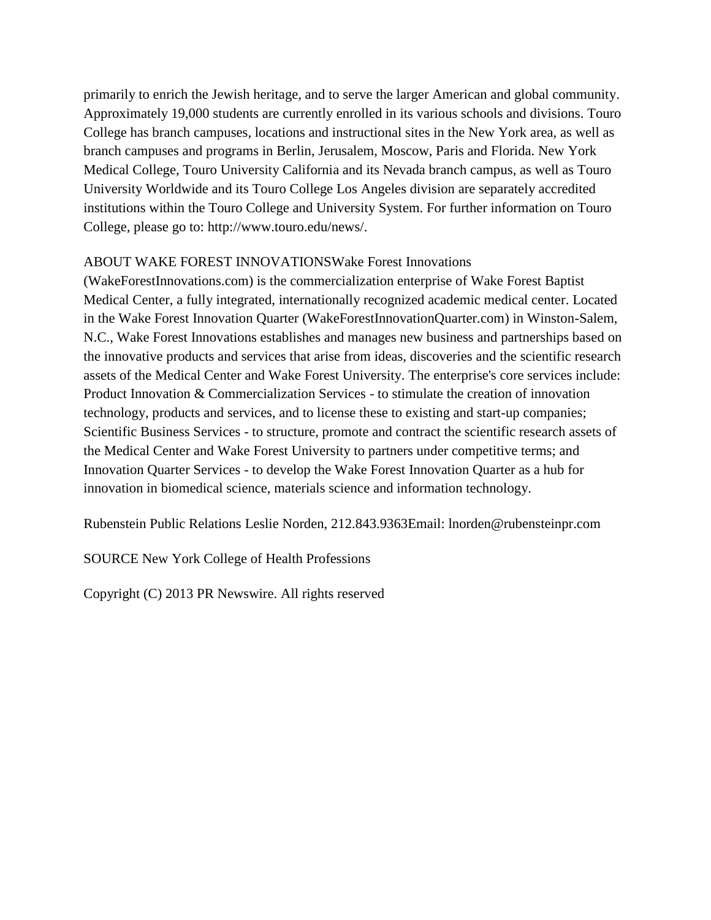primarily to enrich the Jewish heritage, and to serve the larger American and global community. Approximately 19,000 students are currently enrolled in its various schools and divisions. Touro College has branch campuses, locations and instructional sites in the New York area, as well as branch campuses and programs in Berlin, Jerusalem, Moscow, Paris and Florida. New York Medical College, Touro University California and its Nevada branch campus, as well as Touro University Worldwide and its Touro College Los Angeles division are separately accredited institutions within the Touro College and University System. For further information on Touro College, please go to: http://www.touro.edu/news/.

ABOUT WAKE FOREST INNOVATIONSWake Forest Innovations (WakeForestInnovations.com) is the commercialization enterprise of Wake Forest Baptist Medical Center, a fully integrated, internationally recognized academic medical center. Located in the Wake Forest Innovation Quarter (WakeForestInnovationQuarter.com) in Winston-Salem, N.C., Wake Forest Innovations establishes and manages new business and partnerships based on the innovative products and services that arise from ideas, discoveries and the scientific research assets of the Medical Center and Wake Forest University. The enterprise's core services include: Product Innovation & Commercialization Services - to stimulate the creation of innovation technology, products and services, and to license these to existing and start-up companies; Scientific Business Services - to structure, promote and contract the scientific research assets of the Medical Center and Wake Forest University to partners under competitive terms; and Innovation Quarter Services - to develop the Wake Forest Innovation Quarter as a hub for innovation in biomedical science, materials science and information technology.

Rubenstein Public Relations Leslie Norden, 212.843.9363Email: lnorden@rubensteinpr.com

SOURCE New York College of Health Professions

Copyright (C) 2013 PR Newswire. All rights reserved